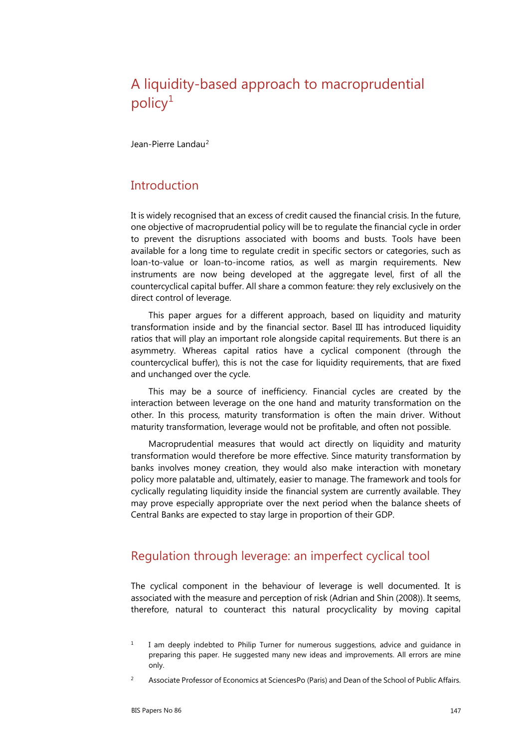# A liquidity-based approach to macroprudential policy[1]

Jean-Pierre Landau[2]

## Introduction

It is widely recognised that an excess of credit caused the financial crisis. In the future, one objective of macroprudential policy will be to regulate the financial cycle in order to prevent the disruptions associated with booms and busts. Tools have been available for a long time to regulate credit in specific sectors or categories, such as loan-to-value or loan-to-income ratios, as well as margin requirements. New instruments are now being developed at the aggregate level, first of all the countercyclical capital buffer. All share a common feature: they rely exclusively on the direct control of leverage.

This paper argues for a different approach, based on liquidity and maturity transformation inside and by the financial sector. Basel III has introduced liquidity ratios that will play an important role alongside capital requirements. But there is an asymmetry. Whereas capital ratios have a cyclical component (through the countercyclical buffer), this is not the case for liquidity requirements, that are fixed and unchanged over the cycle.

This may be a source of inefficiency. Financial cycles are created by the interaction between leverage on the one hand and maturity transformation on the other. In this process, maturity transformation is often the main driver. Without maturity transformation, leverage would not be profitable, and often not possible.

Macroprudential measures that would act directly on liquidity and maturity transformation would therefore be more effective. Since maturity transformation by banks involves money creation, they would also make interaction with monetary policy more palatable and, ultimately, easier to manage. The framework and tools for cyclically regulating liquidity inside the financial system are currently available. They may prove especially appropriate over the next period when the balance sheets of Central Banks are expected to stay large in proportion of their GDP.

## Regulation through leverage: an imperfect cyclical tool

The cyclical component in the behaviour of leverage is well documented. It is associated with the measure and perception of risk (Adrian and Shin (2008)). It seems, therefore, natural to counteract this natural procyclicality by moving capital

[1] I am deeply indebted to Philip Turner for numerous suggestions, advice and guidance in preparing this paper. He suggested many new ideas and improvements. All errors are mine only.

[2] Associate Professor of Economics at SciencesPo (Paris) and Dean of the School of Public Affairs.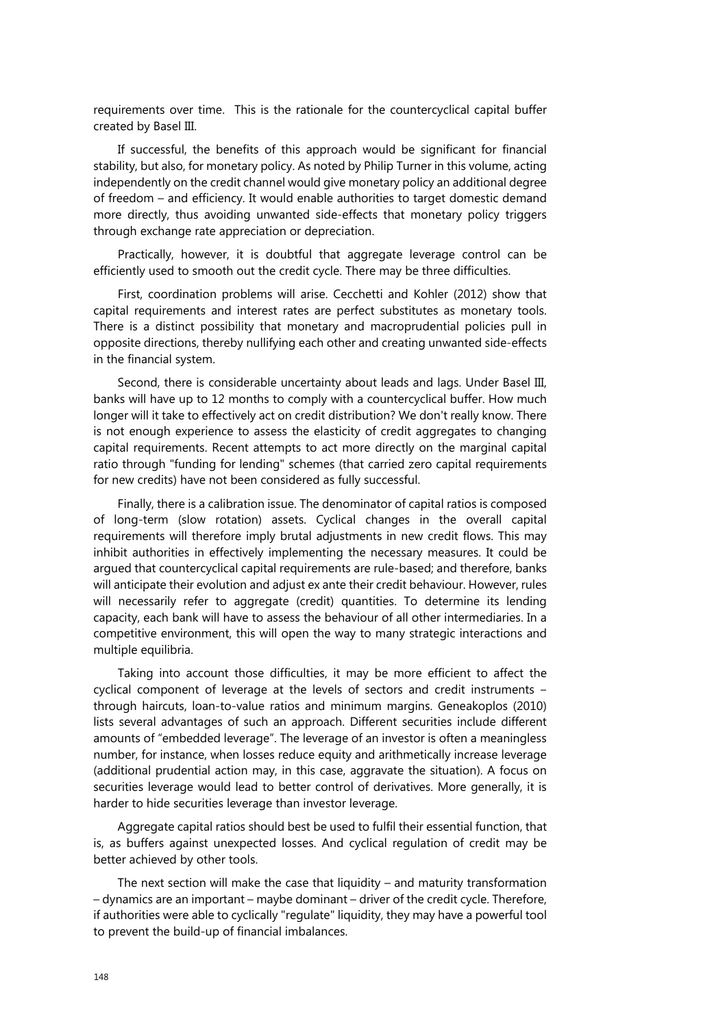requirements over time. This is the rationale for the countercyclical capital buffer created by Basel III.

If successful, the benefits of this approach would be significant for financial stability, but also, for monetary policy. As noted by Philip Turner in this volume, acting independently on the credit channel would give monetary policy an additional degree of freedom – and efficiency. It would enable authorities to target domestic demand more directly, thus avoiding unwanted side-effects that monetary policy triggers through exchange rate appreciation or depreciation.

Practically, however, it is doubtful that aggregate leverage control can be efficiently used to smooth out the credit cycle. There may be three difficulties.

First, coordination problems will arise. Cecchetti and Kohler (2012) show that capital requirements and interest rates are perfect substitutes as monetary tools. There is a distinct possibility that monetary and macroprudential policies pull in opposite directions, thereby nullifying each other and creating unwanted side-effects in the financial system.

Second, there is considerable uncertainty about leads and lags. Under Basel III, banks will have up to 12 months to comply with a countercyclical buffer. How much longer will it take to effectively act on credit distribution? We don't really know. There is not enough experience to assess the elasticity of credit aggregates to changing capital requirements. Recent attempts to act more directly on the marginal capital ratio through "funding for lending" schemes (that carried zero capital requirements for new credits) have not been considered as fully successful.

Finally, there is a calibration issue. The denominator of capital ratios is composed of long-term (slow rotation) assets. Cyclical changes in the overall capital requirements will therefore imply brutal adjustments in new credit flows. This may inhibit authorities in effectively implementing the necessary measures. It could be argued that countercyclical capital requirements are rule-based; and therefore, banks will anticipate their evolution and adjust ex ante their credit behaviour. However, rules will necessarily refer to aggregate (credit) quantities. To determine its lending capacity, each bank will have to assess the behaviour of all other intermediaries. In a competitive environment, this will open the way to many strategic interactions and multiple equilibria.

Taking into account those difficulties, it may be more efficient to affect the cyclical component of leverage at the levels of sectors and credit instruments – through haircuts, loan-to-value ratios and minimum margins. Geneakoplos (2010) lists several advantages of such an approach. Different securities include different amounts of "embedded leverage". The leverage of an investor is often a meaningless number, for instance, when losses reduce equity and arithmetically increase leverage (additional prudential action may, in this case, aggravate the situation). A focus on securities leverage would lead to better control of derivatives. More generally, it is harder to hide securities leverage than investor leverage.

Aggregate capital ratios should best be used to fulfil their essential function, that is, as buffers against unexpected losses. And cyclical regulation of credit may be better achieved by other tools.

The next section will make the case that liquidity – and maturity transformation – dynamics are an important – maybe dominant – driver of the credit cycle. Therefore, if authorities were able to cyclically "regulate" liquidity, they may have a powerful tool to prevent the build-up of financial imbalances.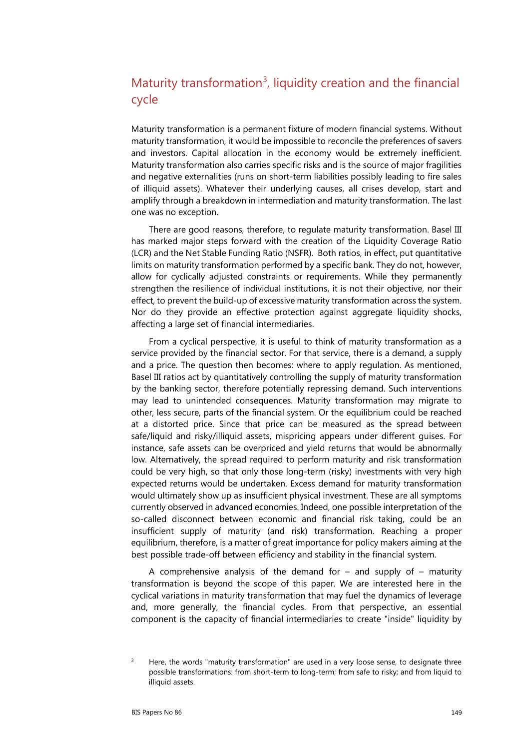## Maturity transformation[3], liquidity creation and the financial cycle

Maturity transformation is a permanent fixture of modern financial systems. Without maturity transformation, it would be impossible to reconcile the preferences of savers and investors. Capital allocation in the economy would be extremely inefficient. Maturity transformation also carries specific risks and is the source of major fragilities and negative externalities (runs on short-term liabilities possibly leading to fire sales of illiquid assets). Whatever their underlying causes, all crises develop, start and amplify through a breakdown in intermediation and maturity transformation. The last one was no exception.

There are good reasons, therefore, to regulate maturity transformation. Basel III has marked major steps forward with the creation of the Liquidity Coverage Ratio (LCR) and the Net Stable Funding Ratio (NSFR). Both ratios, in effect, put quantitative limits on maturity transformation performed by a specific bank. They do not, however, allow for cyclically adjusted constraints or requirements. While they permanently strengthen the resilience of individual institutions, it is not their objective, nor their effect, to prevent the build-up of excessive maturity transformation across the system. Nor do they provide an effective protection against aggregate liquidity shocks, affecting a large set of financial intermediaries.

From a cyclical perspective, it is useful to think of maturity transformation as a service provided by the financial sector. For that service, there is a demand, a supply and a price. The question then becomes: where to apply regulation. As mentioned, Basel III ratios act by quantitatively controlling the supply of maturity transformation by the banking sector, therefore potentially repressing demand. Such interventions may lead to unintended consequences. Maturity transformation may migrate to other, less secure, parts of the financial system. Or the equilibrium could be reached at a distorted price. Since that price can be measured as the spread between safe/liquid and risky/illiquid assets, mispricing appears under different guises. For instance, safe assets can be overpriced and yield returns that would be abnormally low. Alternatively, the spread required to perform maturity and risk transformation could be very high, so that only those long-term (risky) investments with very high expected returns would be undertaken. Excess demand for maturity transformation would ultimately show up as insufficient physical investment. These are all symptoms currently observed in advanced economies. Indeed, one possible interpretation of the so-called disconnect between economic and financial risk taking, could be an insufficient supply of maturity (and risk) transformation. Reaching a proper equilibrium, therefore, is a matter of great importance for policy makers aiming at the best possible trade-off between efficiency and stability in the financial system.

A comprehensive analysis of the demand for – and supply of – maturity transformation is beyond the scope of this paper. We are interested here in the cyclical variations in maturity transformation that may fuel the dynamics of leverage and, more generally, the financial cycles. From that perspective, an essential component is the capacity of financial intermediaries to create "inside" liquidity by

[3] Here, the words "maturity transformation" are used in a very loose sense, to designate three possible transformations: from short-term to long-term; from safe to risky; and from liquid to illiquid assets.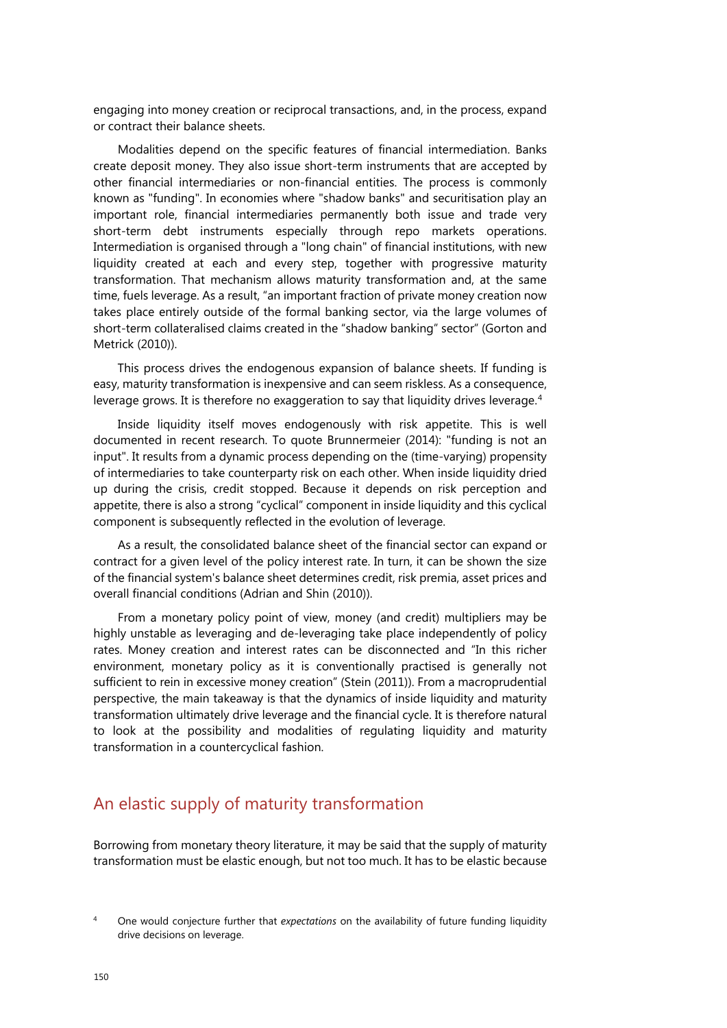engaging into money creation or reciprocal transactions, and, in the process, expand or contract their balance sheets.

Modalities depend on the specific features of financial intermediation. Banks create deposit money. They also issue short-term instruments that are accepted by other financial intermediaries or non-financial entities. The process is commonly known as "funding". In economies where "shadow banks" and securitisation play an important role, financial intermediaries permanently both issue and trade very short-term debt instruments especially through repo markets operations. Intermediation is organised through a "long chain" of financial institutions, with new liquidity created at each and every step, together with progressive maturity transformation. That mechanism allows maturity transformation and, at the same time, fuels leverage. As a result, "an important fraction of private money creation now takes place entirely outside of the formal banking sector, via the large volumes of short-term collateralised claims created in the "shadow banking" sector" (Gorton and Metrick (2010)).

This process drives the endogenous expansion of balance sheets. If funding is easy, maturity transformation is inexpensive and can seem riskless. As a consequence, leverage grows. It is therefore no exaggeration to say that liquidity drives leverage.[4]

Inside liquidity itself moves endogenously with risk appetite. This is well documented in recent research. To quote Brunnermeier (2014): "funding is not an input". It results from a dynamic process depending on the (time-varying) propensity of intermediaries to take counterparty risk on each other. When inside liquidity dried up during the crisis, credit stopped. Because it depends on risk perception and appetite, there is also a strong "cyclical" component in inside liquidity and this cyclical component is subsequently reflected in the evolution of leverage.

As a result, the consolidated balance sheet of the financial sector can expand or contract for a given level of the policy interest rate. In turn, it can be shown the size of the financial system's balance sheet determines credit, risk premia, asset prices and overall financial conditions (Adrian and Shin (2010)).

From a monetary policy point of view, money (and credit) multipliers may be highly unstable as leveraging and de-leveraging take place independently of policy rates. Money creation and interest rates can be disconnected and "In this richer environment, monetary policy as it is conventionally practised is generally not sufficient to rein in excessive money creation" (Stein (2011)). From a macroprudential perspective, the main takeaway is that the dynamics of inside liquidity and maturity transformation ultimately drive leverage and the financial cycle. It is therefore natural to look at the possibility and modalities of regulating liquidity and maturity transformation in a countercyclical fashion.

## An elastic supply of maturity transformation

Borrowing from monetary theory literature, it may be said that the supply of maturity transformation must be elastic enough, but not too much. It has to be elastic because

[4] One would conjecture further that *expectations* on the availability of future funding liquidity drive decisions on leverage.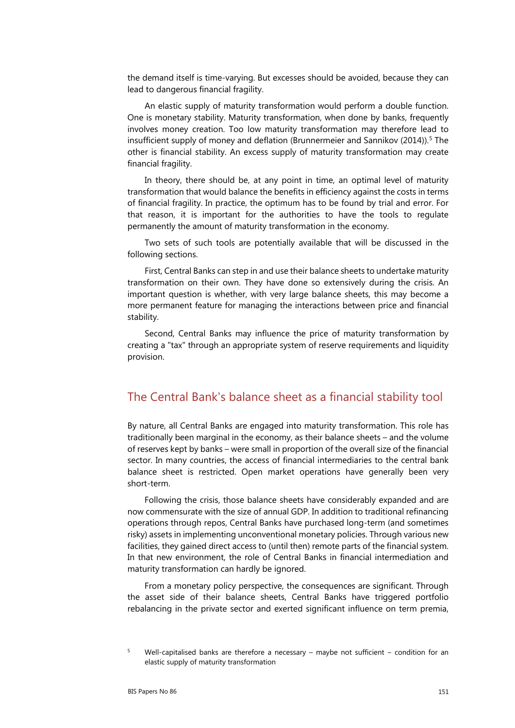the demand itself is time-varying. But excesses should be avoided, because they can lead to dangerous financial fragility.

An elastic supply of maturity transformation would perform a double function. One is monetary stability. Maturity transformation, when done by banks, frequently involves money creation. Too low maturity transformation may therefore lead to insufficient supply of money and deflation (Brunnermeier and Sannikov (2014)).[5] The other is financial stability. An excess supply of maturity transformation may create financial fragility.

In theory, there should be, at any point in time, an optimal level of maturity transformation that would balance the benefits in efficiency against the costs in terms of financial fragility. In practice, the optimum has to be found by trial and error. For that reason, it is important for the authorities to have the tools to regulate permanently the amount of maturity transformation in the economy.

Two sets of such tools are potentially available that will be discussed in the following sections.

First, Central Banks can step in and use their balance sheets to undertake maturity transformation on their own. They have done so extensively during the crisis. An important question is whether, with very large balance sheets, this may become a more permanent feature for managing the interactions between price and financial stability.

Second, Central Banks may influence the price of maturity transformation by creating a "tax" through an appropriate system of reserve requirements and liquidity provision.

## The Central Bank's balance sheet as a financial stability tool

By nature, all Central Banks are engaged into maturity transformation. This role has traditionally been marginal in the economy, as their balance sheets – and the volume of reserves kept by banks – were small in proportion of the overall size of the financial sector. In many countries, the access of financial intermediaries to the central bank balance sheet is restricted. Open market operations have generally been very short-term.

Following the crisis, those balance sheets have considerably expanded and are now commensurate with the size of annual GDP. In addition to traditional refinancing operations through repos, Central Banks have purchased long-term (and sometimes risky) assets in implementing unconventional monetary policies. Through various new facilities, they gained direct access to (until then) remote parts of the financial system. In that new environment, the role of Central Banks in financial intermediation and maturity transformation can hardly be ignored.

From a monetary policy perspective, the consequences are significant. Through the asset side of their balance sheets, Central Banks have triggered portfolio rebalancing in the private sector and exerted significant influence on term premia,

[5] Well-capitalised banks are therefore a necessary – maybe not sufficient – condition for an elastic supply of maturity transformation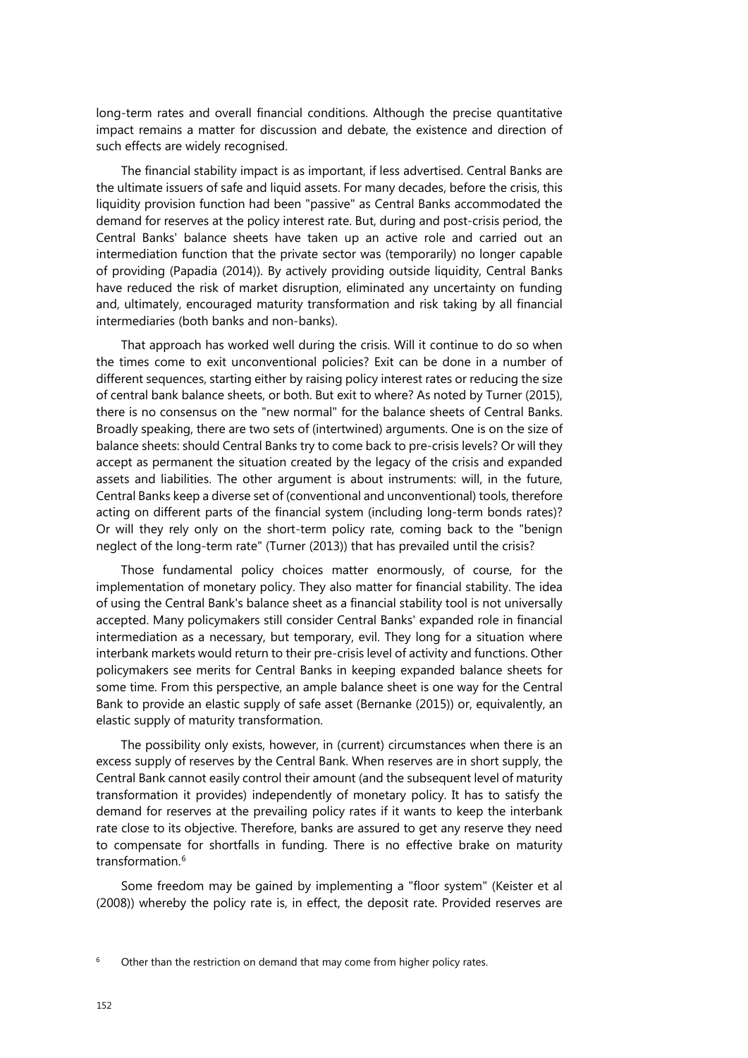long-term rates and overall financial conditions. Although the precise quantitative impact remains a matter for discussion and debate, the existence and direction of such effects are widely recognised.

The financial stability impact is as important, if less advertised. Central Banks are the ultimate issuers of safe and liquid assets. For many decades, before the crisis, this liquidity provision function had been "passive" as Central Banks accommodated the demand for reserves at the policy interest rate. But, during and post-crisis period, the Central Banks' balance sheets have taken up an active role and carried out an intermediation function that the private sector was (temporarily) no longer capable of providing (Papadia (2014)). By actively providing outside liquidity, Central Banks have reduced the risk of market disruption, eliminated any uncertainty on funding and, ultimately, encouraged maturity transformation and risk taking by all financial intermediaries (both banks and non-banks).

That approach has worked well during the crisis. Will it continue to do so when the times come to exit unconventional policies? Exit can be done in a number of different sequences, starting either by raising policy interest rates or reducing the size of central bank balance sheets, or both. But exit to where? As noted by Turner (2015), there is no consensus on the "new normal" for the balance sheets of Central Banks. Broadly speaking, there are two sets of (intertwined) arguments. One is on the size of balance sheets: should Central Banks try to come back to pre-crisis levels? Or will they accept as permanent the situation created by the legacy of the crisis and expanded assets and liabilities. The other argument is about instruments: will, in the future, Central Banks keep a diverse set of (conventional and unconventional) tools, therefore acting on different parts of the financial system (including long-term bonds rates)? Or will they rely only on the short-term policy rate, coming back to the "benign neglect of the long-term rate" (Turner (2013)) that has prevailed until the crisis?

Those fundamental policy choices matter enormously, of course, for the implementation of monetary policy. They also matter for financial stability. The idea of using the Central Bank's balance sheet as a financial stability tool is not universally accepted. Many policymakers still consider Central Banks' expanded role in financial intermediation as a necessary, but temporary, evil. They long for a situation where interbank markets would return to their pre-crisis level of activity and functions. Other policymakers see merits for Central Banks in keeping expanded balance sheets for some time. From this perspective, an ample balance sheet is one way for the Central Bank to provide an elastic supply of safe asset (Bernanke (2015)) or, equivalently, an elastic supply of maturity transformation.

The possibility only exists, however, in (current) circumstances when there is an excess supply of reserves by the Central Bank. When reserves are in short supply, the Central Bank cannot easily control their amount (and the subsequent level of maturity transformation it provides) independently of monetary policy. It has to satisfy the demand for reserves at the prevailing policy rates if it wants to keep the interbank rate close to its objective. Therefore, banks are assured to get any reserve they need to compensate for shortfalls in funding. There is no effective brake on maturity transformation.[6]

Some freedom may be gained by implementing a "floor system" (Keister et al (2008)) whereby the policy rate is, in effect, the deposit rate. Provided reserves are

[6] Other than the restriction on demand that may come from higher policy rates.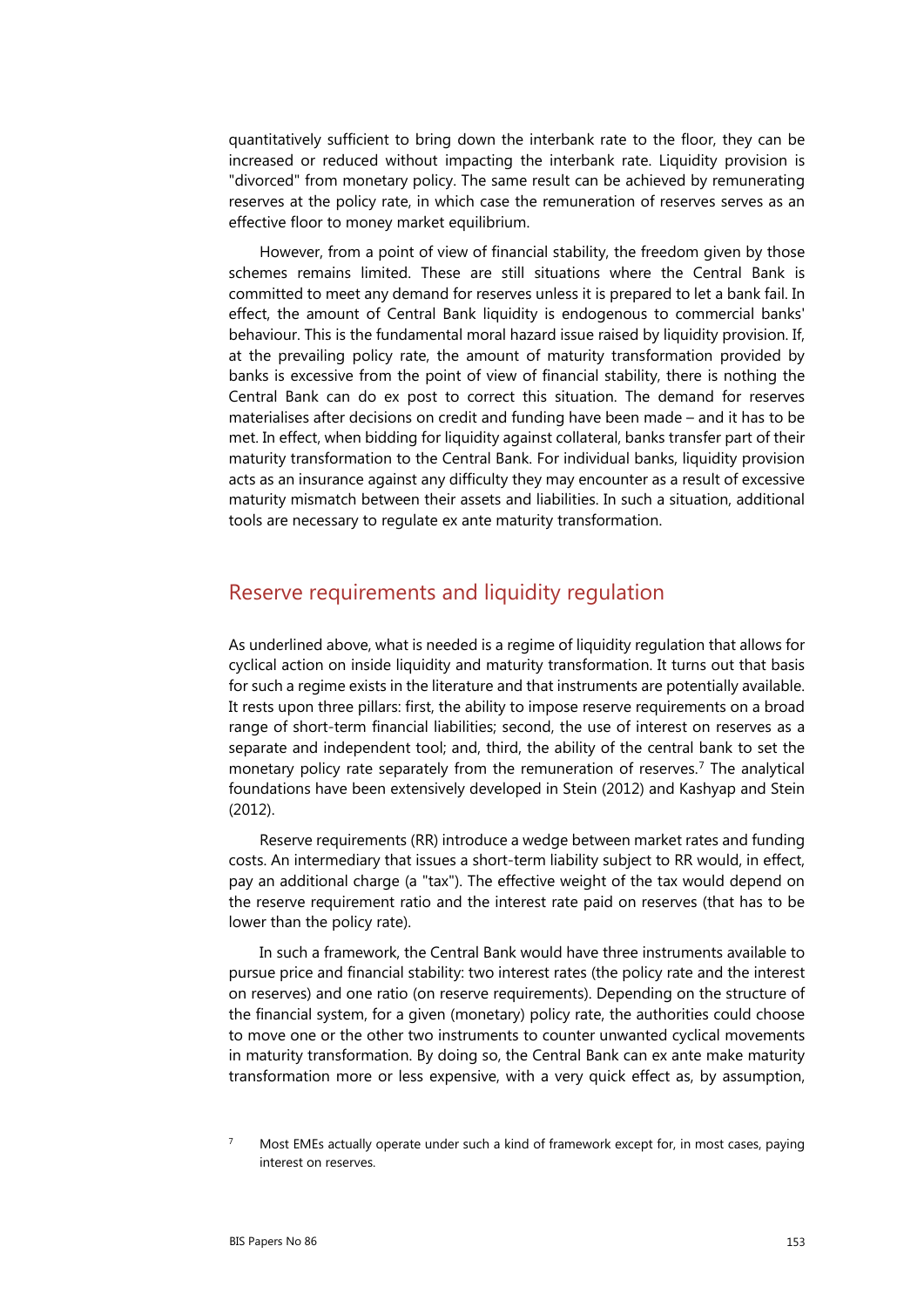quantitatively sufficient to bring down the interbank rate to the floor, they can be increased or reduced without impacting the interbank rate. Liquidity provision is "divorced" from monetary policy. The same result can be achieved by remunerating reserves at the policy rate, in which case the remuneration of reserves serves as an effective floor to money market equilibrium.

However, from a point of view of financial stability, the freedom given by those schemes remains limited. These are still situations where the Central Bank is committed to meet any demand for reserves unless it is prepared to let a bank fail. In effect, the amount of Central Bank liquidity is endogenous to commercial banks' behaviour. This is the fundamental moral hazard issue raised by liquidity provision. If, at the prevailing policy rate, the amount of maturity transformation provided by banks is excessive from the point of view of financial stability, there is nothing the Central Bank can do ex post to correct this situation. The demand for reserves materialises after decisions on credit and funding have been made – and it has to be met. In effect, when bidding for liquidity against collateral, banks transfer part of their maturity transformation to the Central Bank. For individual banks, liquidity provision acts as an insurance against any difficulty they may encounter as a result of excessive maturity mismatch between their assets and liabilities. In such a situation, additional tools are necessary to regulate ex ante maturity transformation.

## Reserve requirements and liquidity regulation

As underlined above, what is needed is a regime of liquidity regulation that allows for cyclical action on inside liquidity and maturity transformation. It turns out that basis for such a regime exists in the literature and that instruments are potentially available. It rests upon three pillars: first, the ability to impose reserve requirements on a broad range of short-term financial liabilities; second, the use of interest on reserves as a separate and independent tool; and, third, the ability of the central bank to set the monetary policy rate separately from the remuneration of reserves.[7] The analytical foundations have been extensively developed in Stein (2012) and Kashyap and Stein (2012).

Reserve requirements (RR) introduce a wedge between market rates and funding costs. An intermediary that issues a short-term liability subject to RR would, in effect, pay an additional charge (a "tax"). The effective weight of the tax would depend on the reserve requirement ratio and the interest rate paid on reserves (that has to be lower than the policy rate).

In such a framework, the Central Bank would have three instruments available to pursue price and financial stability: two interest rates (the policy rate and the interest on reserves) and one ratio (on reserve requirements). Depending on the structure of the financial system, for a given (monetary) policy rate, the authorities could choose to move one or the other two instruments to counter unwanted cyclical movements in maturity transformation. By doing so, the Central Bank can ex ante make maturity transformation more or less expensive, with a very quick effect as, by assumption,

[7] Most EMEs actually operate under such a kind of framework except for, in most cases, paying interest on reserves.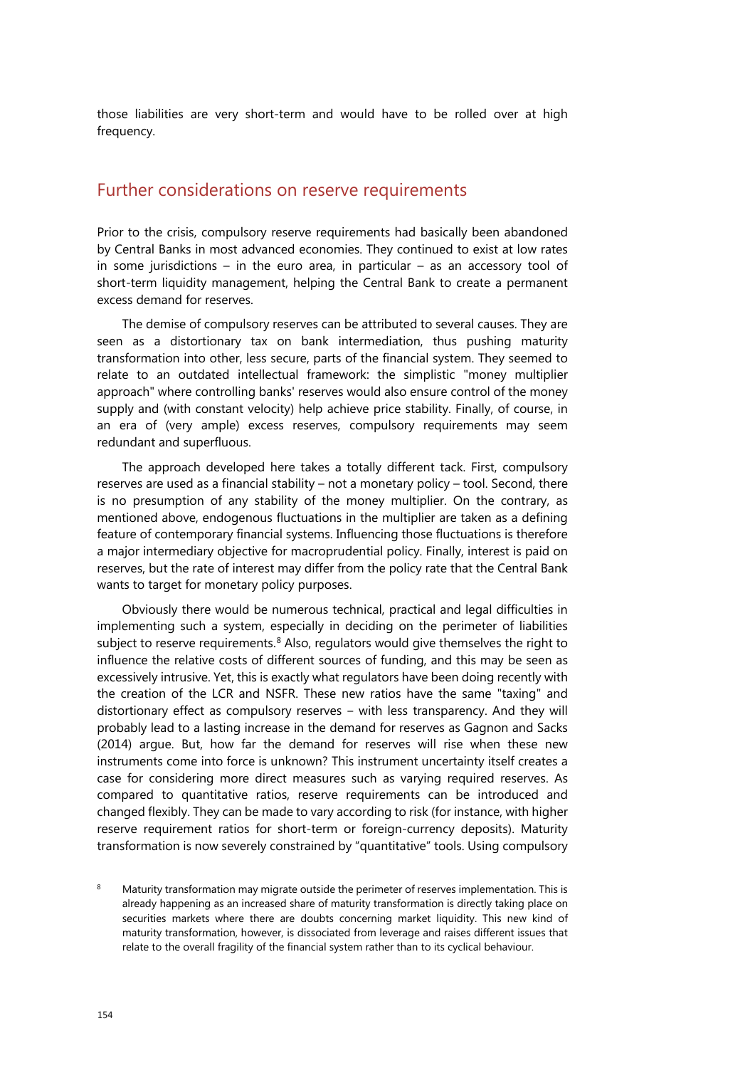those liabilities are very short-term and would have to be rolled over at high frequency.

## Further considerations on reserve requirements

Prior to the crisis, compulsory reserve requirements had basically been abandoned by Central Banks in most advanced economies. They continued to exist at low rates in some jurisdictions – in the euro area, in particular – as an accessory tool of short-term liquidity management, helping the Central Bank to create a permanent excess demand for reserves.

The demise of compulsory reserves can be attributed to several causes. They are seen as a distortionary tax on bank intermediation, thus pushing maturity transformation into other, less secure, parts of the financial system. They seemed to relate to an outdated intellectual framework: the simplistic "money multiplier approach" where controlling banks' reserves would also ensure control of the money supply and (with constant velocity) help achieve price stability. Finally, of course, in an era of (very ample) excess reserves, compulsory requirements may seem redundant and superfluous.

The approach developed here takes a totally different tack. First, compulsory reserves are used as a financial stability – not a monetary policy – tool. Second, there is no presumption of any stability of the money multiplier. On the contrary, as mentioned above, endogenous fluctuations in the multiplier are taken as a defining feature of contemporary financial systems. Influencing those fluctuations is therefore a major intermediary objective for macroprudential policy. Finally, interest is paid on reserves, but the rate of interest may differ from the policy rate that the Central Bank wants to target for monetary policy purposes.

Obviously there would be numerous technical, practical and legal difficulties in implementing such a system, especially in deciding on the perimeter of liabilities subject to reserve requirements.[8] Also, regulators would give themselves the right to influence the relative costs of different sources of funding, and this may be seen as excessively intrusive. Yet, this is exactly what regulators have been doing recently with the creation of the LCR and NSFR. These new ratios have the same "taxing" and distortionary effect as compulsory reserves – with less transparency. And they will probably lead to a lasting increase in the demand for reserves as Gagnon and Sacks (2014) argue. But, how far the demand for reserves will rise when these new instruments come into force is unknown? This instrument uncertainty itself creates a case for considering more direct measures such as varying required reserves. As compared to quantitative ratios, reserve requirements can be introduced and changed flexibly. They can be made to vary according to risk (for instance, with higher reserve requirement ratios for short-term or foreign-currency deposits). Maturity transformation is now severely constrained by "quantitative" tools. Using compulsory

[8] Maturity transformation may migrate outside the perimeter of reserves implementation. This is already happening as an increased share of maturity transformation is directly taking place on securities markets where there are doubts concerning market liquidity. This new kind of maturity transformation, however, is dissociated from leverage and raises different issues that relate to the overall fragility of the financial system rather than to its cyclical behaviour.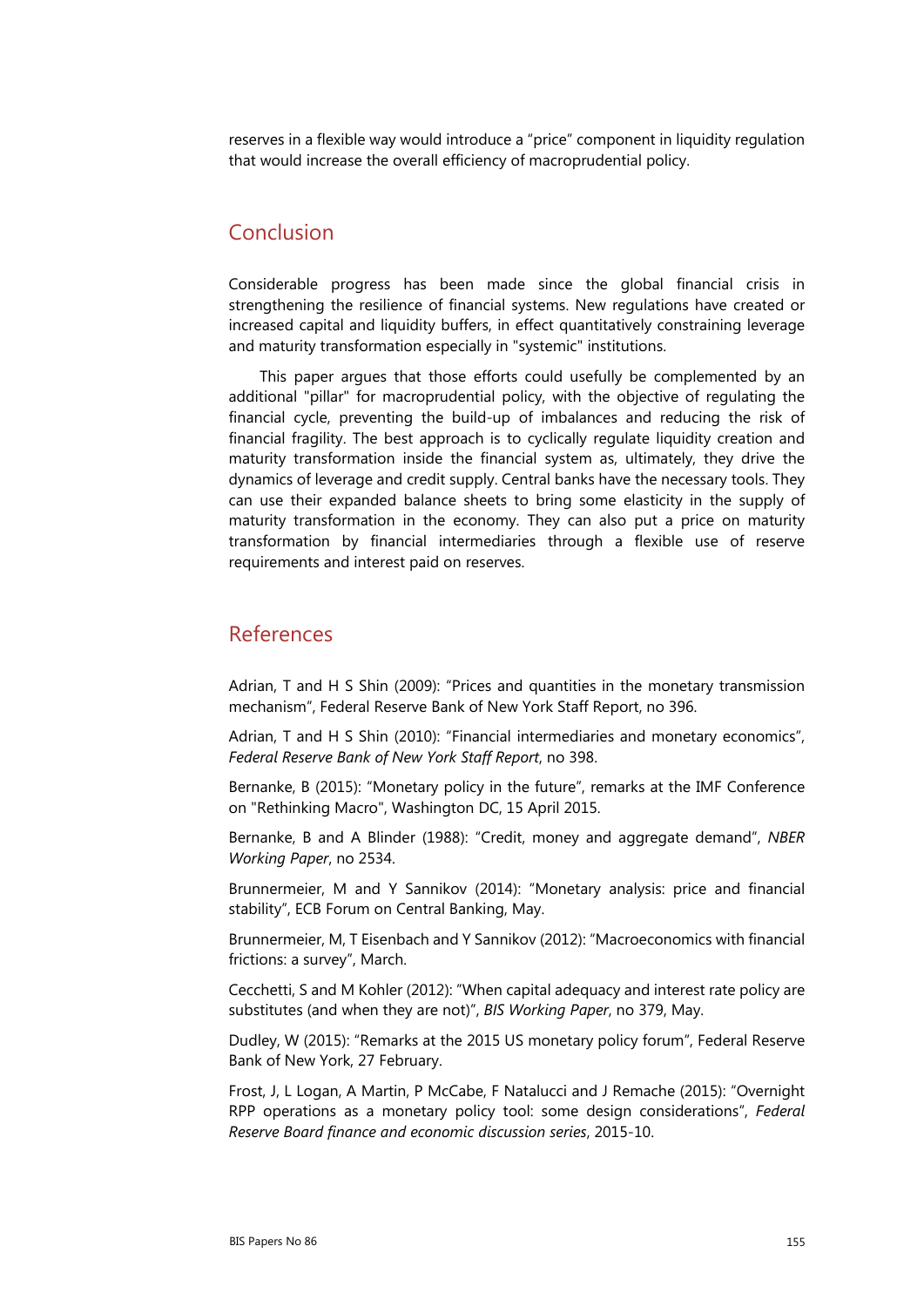reserves in a flexible way would introduce a "price" component in liquidity regulation that would increase the overall efficiency of macroprudential policy.

## Conclusion

Considerable progress has been made since the global financial crisis in strengthening the resilience of financial systems. New regulations have created or increased capital and liquidity buffers, in effect quantitatively constraining leverage and maturity transformation especially in "systemic" institutions.

This paper argues that those efforts could usefully be complemented by an additional "pillar" for macroprudential policy, with the objective of regulating the financial cycle, preventing the build-up of imbalances and reducing the risk of financial fragility. The best approach is to cyclically regulate liquidity creation and maturity transformation inside the financial system as, ultimately, they drive the dynamics of leverage and credit supply. Central banks have the necessary tools. They can use their expanded balance sheets to bring some elasticity in the supply of maturity transformation in the economy. They can also put a price on maturity transformation by financial intermediaries through a flexible use of reserve requirements and interest paid on reserves.

## References

Adrian, T and H S Shin (2009): "Prices and quantities in the monetary transmission mechanism", Federal Reserve Bank of New York Staff Report, no 396.

Adrian, T and H S Shin (2010): "Financial intermediaries and monetary economics", *Federal Reserve Bank of New York Staff Report*, no 398.

Bernanke, B (2015): "Monetary policy in the future", remarks at the IMF Conference on "Rethinking Macro", Washington DC, 15 April 2015.

Bernanke, B and A Blinder (1988): "Credit, money and aggregate demand", *NBER Working Paper*, no 2534.

Brunnermeier, M and Y Sannikov (2014): "Monetary analysis: price and financial stability", ECB Forum on Central Banking, May.

Brunnermeier, M, T Eisenbach and Y Sannikov (2012): "Macroeconomics with financial frictions: a survey", March.

Cecchetti, S and M Kohler (2012): "When capital adequacy and interest rate policy are substitutes (and when they are not)", *BIS Working Paper*, no 379, May.

Dudley, W (2015): "Remarks at the 2015 US monetary policy forum", Federal Reserve Bank of New York, 27 February.

Frost, J, L Logan, A Martin, P McCabe, F Natalucci and J Remache (2015): "Overnight RPP operations as a monetary policy tool: some design considerations", *Federal Reserve Board finance and economic discussion series*, 2015-10.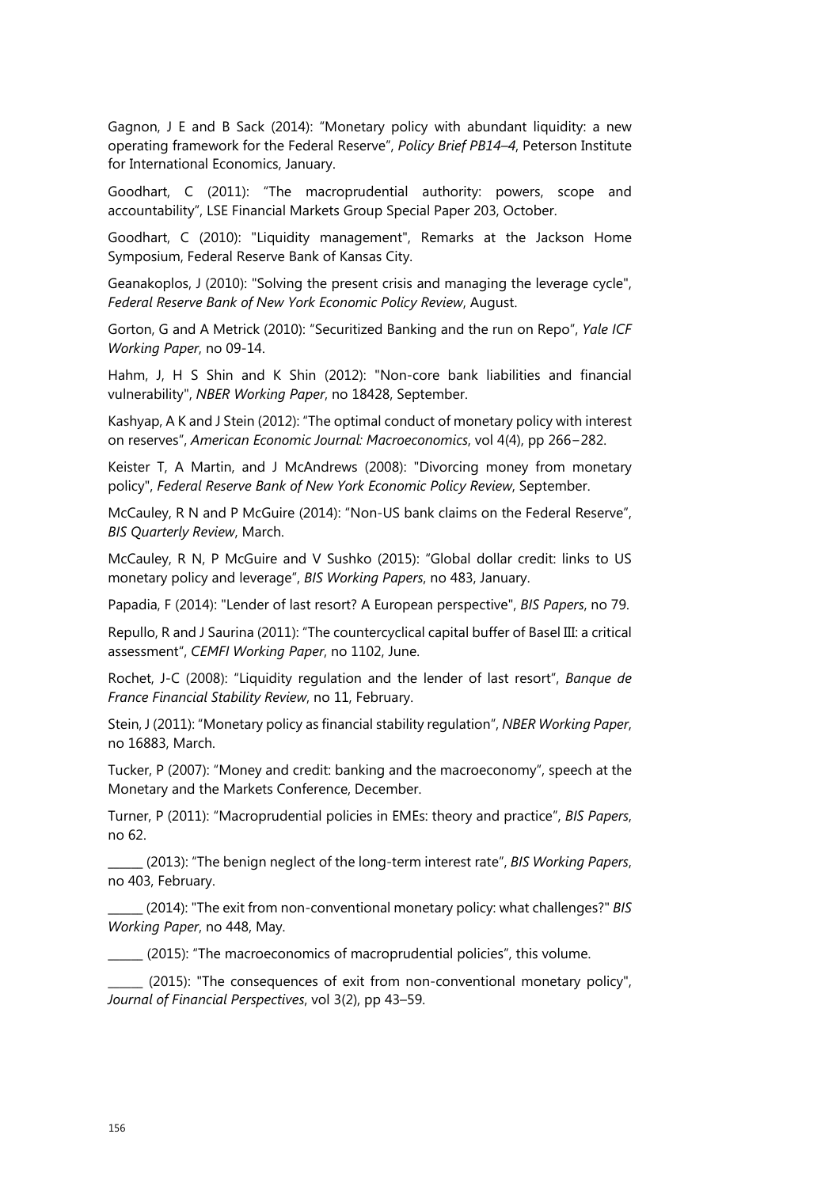Gagnon, J E and B Sack (2014): "Monetary policy with abundant liquidity: a new operating framework for the Federal Reserve", *Policy Brief PB14–4*, Peterson Institute for International Economics, January.

Goodhart, C (2011): "The macroprudential authority: powers, scope and accountability", LSE Financial Markets Group Special Paper 203, October.

Goodhart, C (2010): "Liquidity management", Remarks at the Jackson Home Symposium, Federal Reserve Bank of Kansas City.

Geanakoplos, J (2010): "Solving the present crisis and managing the leverage cycle", *Federal Reserve Bank of New York Economic Policy Review*, August.

Gorton, G and A Metrick (2010): "Securitized Banking and the run on Repo", *Yale ICF Working Paper*, no 09-14.

Hahm, J, H S Shin and K Shin (2012): "Non-core bank liabilities and financial vulnerability", *NBER Working Paper*, no 18428, September.

Kashyap, A K and J Stein (2012): "The optimal conduct of monetary policy with interest on reserves", *American Economic Journal: Macroeconomics*, vol 4(4), pp 266−282.

Keister T, A Martin, and J McAndrews (2008): "Divorcing money from monetary policy", *Federal Reserve Bank of New York Economic Policy Review*, September.

McCauley, R N and P McGuire (2014): "Non-US bank claims on the Federal Reserve", *BIS Quarterly Review*, March.

McCauley, R N, P McGuire and V Sushko (2015): "Global dollar credit: links to US monetary policy and leverage", *BIS Working Papers*, no 483, January.

Papadia, F (2014): "Lender of last resort? A European perspective", *BIS Papers*, no 79.

Repullo, R and J Saurina (2011): "The countercyclical capital buffer of Basel III: a critical assessment", *CEMFI Working Paper*, no 1102, June.

Rochet, J-C (2008): "Liquidity regulation and the lender of last resort", *Banque de France Financial Stability Review*, no 11, February.

Stein, J (2011): "Monetary policy as financial stability regulation", *NBER Working Paper*, no 16883, March.

Tucker, P (2007): "Money and credit: banking and the macroeconomy", speech at the Monetary and the Markets Conference, December.

Turner, P (2011): "Macroprudential policies in EMEs: theory and practice", *BIS Papers*, no 62.

______ (2013): "The benign neglect of the long-term interest rate", *BIS Working Papers*, no 403, February.

______ (2014): "The exit from non-conventional monetary policy: what challenges?" *BIS Working Paper*, no 448, May.

______ (2015): "The macroeconomics of macroprudential policies", this volume.

______ (2015): "The consequences of exit from non-conventional monetary policy", *Journal of Financial Perspectives*, vol 3(2), pp 43–59.